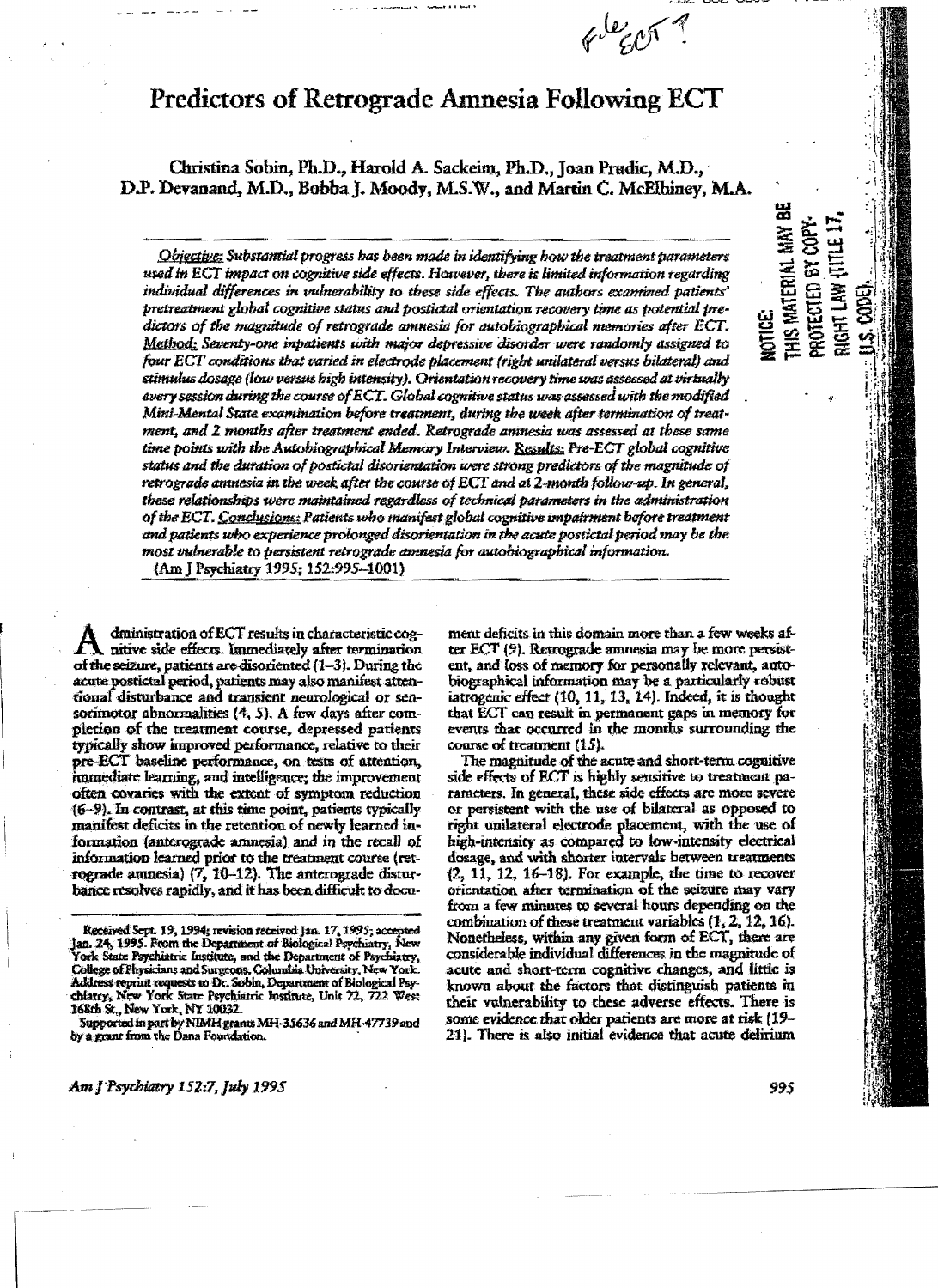# Predictors of Retrograde Amnesia Following ECT

Christina Sobin, Ph.D., Harold A. Sackeim, Ph.D., Joan Prudic, M.D., D.P. Devanand, M.D., Bobba J. Moody, M.S.W., and Martin C. McElhiney, M.A.

*Objective:* Substantial progress has been made in identifying how the treatment parameters used in ECT impact on cognitive side effects. However, there is limited information regarding individual differences in vulnerability to these side effects. The authors examined patients' pretreatment global cognitive status and postictal orientation recovery time as potential predictors of the magnitude of retrograde amnesia for autobiographical memories after ECT. *Method:* Seventy-one inpatients with major depressive disorder were randomly assigned to four ECT conditions that varied in electrode placement (right unilateral versus bilateral) and stimulus dosage (low versus high intensity). Orientation recovery time was assessed at virtually every session during the course of ECT. Global cognitive status was assessed with the modified Mini-Mental State examination before treatment, during the week after termination of treatment, and 2 months after treatment ended. Retrograde amnesia was assessed at these same time points with the Autobiographical Memory Interview. *Results:* Pre-ECT global cognitive status and the duration of postictal disorientation were strong predictors of the magnitude of retrograde amnesia in the week after the course of ECT and at 2-month follow-up. In general, these relationships were maintained regardless of technical parameters in the administration of the ECT. *Conclusions:* Patients who manifest global cognitive impairment before treatment and patients who experience prolonged disorientation in the acute postictal period may be the most vulnerable to persistent retrograde amnesia for autobiographical information.

(Am J Psychiatry 1995; 152:995–1001)

NOTICE: THIS MATERIAL MAY BE PROTECTED BY COPYRIGHT LAW (TITLE 17, U.S. CODE).

Administration of ECT results in characteristic cognitive side effects. Immediately after termination of the seizure, patients are disoriented (1–3). During the acute postictal period, patients may also manifest attentional disturbance and transient neurological or sensorimotor abnormalities (4, 5). A few days after completion of the treatment course, depressed patients typically show improved performance, relative to their pre-ECT baseline performance, on tests of attention, immediate learning, and intelligence; the improvement often covaries with the extent of symptom reduction (6–9). In contrast, at this time point, patients typically manifest deficits in the retention of newly learned information (anterograde amnesia) and in the recall of information learned prior to the treatment course (retrograde amnesia) (7, 10–12). The anterograde disturbance resolves rapidly, and it has been difficult to document deficits in this domain more than a few weeks after ECT (9). Retrograde amnesia may be more persistent, and loss of memory for personally relevant, autobiographical information may be a particularly robust iatrogenic effect (10, 11, 13, 14). Indeed, it is thought that ECT can result in permanent gaps in memory for events that occurred in the months surrounding the course of treatment (15).

The magnitude of the acute and short-term cognitive side effects of ECT is highly sensitive to treatment parameters. In general, these side effects are more severe or persistent with the use of bilateral as opposed to right unilateral electrode placement, with the use of high-intensity as compared to low-intensity electrical dosage, and with shorter intervals between treatments (2, 11, 12, 16–18). For example, the time to recover orientation after termination of the seizure may vary from a few minutes to several hours depending on the combination of these treatment variables (1, 2, 12, 16). Nonetheless, within any given form of ECT, there are considerable individual differences in the magnitude of acute and short-term cognitive changes, and little is known about the factors that distinguish patients in their vulnerability to these adverse effects. There is some evidence that older patients are more at risk (19–21). There is also initial evidence that acute delirium

Received Sept. 19, 1994; revision received Jan. 17, 1995; accepted Jan. 24, 1995. From the Department of Biological Psychiatry, New York State Psychiatric Institute, and the Department of Psychiatry, College of Physicians and Surgeons, Columbia University, New York. Address reprint requests to Dr. Sobin, Department of Biological Psychiatry, New York State Psychiatric Institute, Unit 72, 722 West 168th St., New York, NY 10032.

Supported in part by NIMH grants MH-35636 and MH-47739 and by a grant from the Dana Foundation.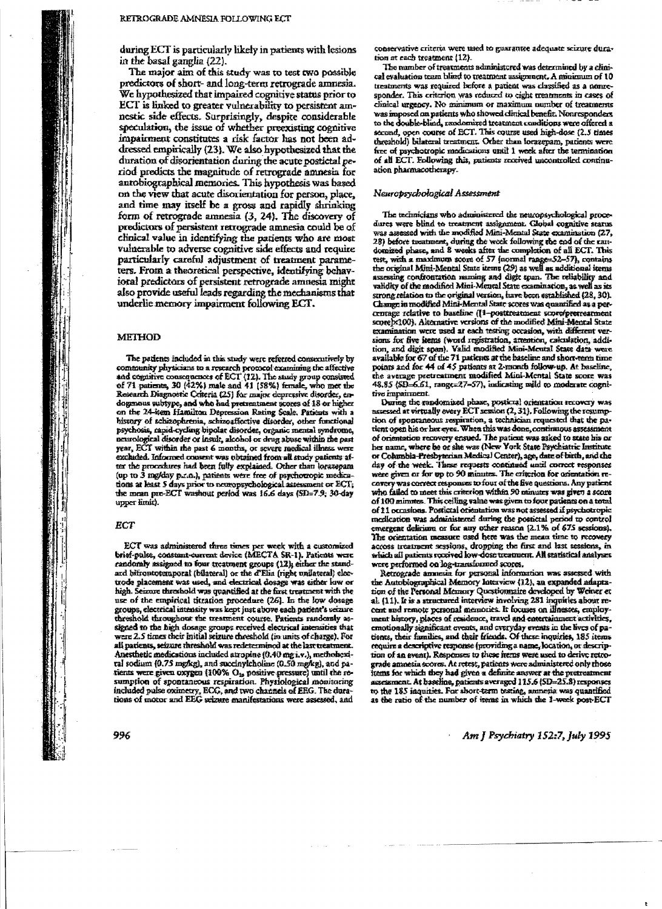during ECT is particularly likely in patients with lesions in the basal ganglia (22).

The major aim of this study was to test two possible predictors of short- and long-term retrograde amnesia. We hypothesized that impaired cognitive status prior to ECT is linked to greater vulnerability to persistent amnestic side effects. Surprisingly, despite considerable speculation, the issue of whether preexisting cognitive impairment constitutes a risk factor has not been addressed empirically (23). We also hypothesized that the duration of disorientation during the acute postictal period predicts the magnitude of retrograde amnesia for autobiographical memories. This hypothesis was based on the view that acute disorientation for person, place, and time may itself be a gross and rapidly shrinking form of retrograde amnesia (3, 24). The discovery of predictors of persistent retrograde amnesia could be of clinical value in identifying the patients who are most vulnerable to adverse cognitive side effects and require particularly careful adjustment of treatment parameters. From a theoretical perspective, identifying behavioral predictors of persistent retrograde amnesia might also provide useful leads regarding the mechanisms that underlie memory impairment following ECT.

## METHOD

The patients included in this study were referred consecutively by community physicians to a research protocol examining the affective and cognitive consequences of ECT (12). The study group consisted of 71 patients, 30 (42%) male and 41 (58%) female, who met the Research Diagnostic Criteria (25) for major depressive disorder, endogenous subtype, and who had pretreatment scores of 18 or higher on the 24-item Hamilton Depression Rating Scale. Patients with a history of schizophrenia, schizoaffective disorder, other functional psychosis, rapid-cycling bipolar disorder, organic mental syndrome, neurological disorder or insult, alcohol or drug abuse within the past year, ECT within the past 6 months, or severe medical illness were excluded. Informed consent was obtained from all study patients after the procedures had been fully explained. Other than lorazepam (up to 3 mg/day p.r.n.), patients were free of psychotropic medications at least 5 days prior to neuropsychological assessment or ECT; the mean pre-ECT washout period was 16.6 days (SD=7.9; 30-day upper limit).

### ECT

ECT was administered three times per week with a customized brief-pulse, constant-current device (MECTA SR-1). Patients were randomly assigned to four treatment groups (12); either the standard bifrontotemporal (bilateral) or the d'Elia (right unilateral) electrode placement was used, and electrical dosage was either low or high. Seizure threshold was quantified at the first treatment with the use of the empirical titration procedure (26). In the low dosage groups, electrical intensity was kept just above each patient's seizure threshold throughout the treatment course. Patients randomly assigned to the high dosage groups received electrical intensities that were 2.5 times their initial seizure threshold (in units of charge). For all patients, seizure threshold was redetermined at the last treatment. Anesthetic medications included atropine (0.40 mg i.v.), methohexital sodium (0.75 mg/kg), and succinylcholine (0.50 mg/kg), and patients were given oxygen (100% $O_2$, positive pressure) until the resumption of spontaneous respiration. Physiological monitoring included pulse oximetry, ECG, and two channels of EEG. The durations of motor and EEG seizure manifestations were assessed, and conservative criteria were used to guarantee adequate seizure duration at each treatment (12).

The number of treatments administered was determined by a clinical evaluation team blind to treatment assignment. A minimum of 10 treatments was required before a patient was classified as a nonresponder. This criterion was reduced to eight treatments in cases of clinical urgency. No minimum or maximum number of treatments was imposed on patients who showed clinical benefit. Nonresponders to the double-blind, randomized treatment conditions were offered a second, open course of ECT. This course used high-dose (2.5 times threshold) bilateral treatment. Other than lorazepam, patients were free of psychotropic medications until 1 week after the termination of all ECT. Following this, patients received uncontrolled continuation pharmacotherapy.

### Neuropsychological Assessment

The technicians who administered the neuropsychological procedures were blind to treatment assignment. Global cognitive status was assessed with the modified Mini-Mental State examination (27, 28) before treatment, during the week following the end of the randomized phase, and 8 weeks after the completion of all ECT. This test, with a maximum score of 57 (normal range=52–57), contains the original Mini-Mental State items (29) as well as additional items assessing confrontation naming and digit span. The reliability and validity of the modified Mini-Mental State examination, as well as its strong relation to the original version, have been established (28, 30). Change in modified Mini-Mental State scores was quantified as a percentage relative to baseline ([1–posttreatment score/pretreatment score]×100). Alternative versions of the modified Mini-Mental State examination were used at each testing occasion, with different versions for five items (word registration, attention, calculation, addition, and digit span). Valid modified Mini-Mental State data were available for 67 of the 71 patients at the baseline and short-term time points and for 44 of 45 patients at 2-month follow-up. At baseline, the average pretreatment modified Mini-Mental State score was 48.85 (SD=6.61, range=27–57), indicating mild to moderate cognitive impairment.

During the randomized phase, postictal orientation recovery was assessed at virtually every ECT session (2, 31). Following the resumption of spontaneous respiration, a technician requested that the patient open his or her eyes. When this was done, continuous assessment of orientation recovery ensued. The patient was asked to state his or her name, where he or she was (New York State Psychiatric Institute or Columbia-Presbyterian Medical Center), age, date of birth, and the day of the week. These requests continued until correct responses were given or for up to 90 minutes. The criterion for orientation recovery was correct responses to four of the five questions. Any patient who failed to meet this criterion within 90 minutes was given a score of 100 minutes. This ceiling value was given to four patients on a total of 11 occasions. Postictal orientation was not assessed if psychotropic medication was administered during the postictal period to control emergent delirium or for any other reason (2.1% of 675 sessions). The orientation measure used here was the mean time to recovery across treatment sessions, dropping the first and last sessions, in which all patients received low-dose treatment. All statistical analyses were performed on log-transformed scores.

Retrograde amnesia for personal information was assessed with the Autobiographical Memory Interview (12), an expanded adaptation of the Personal Memory Questionnaire developed by Weiner et al. (11). It is a structured interview involving 281 inquiries about recent and remote personal memories. It focuses on illnesses, employment history, places of residence, travel and entertainment activities, emotionally significant events, and everyday events in the lives of patients, their families, and their friends. Of these inquiries, 185 items require a descriptive response (providing a name, location, or description of an event). Responses to these items were used to derive retrograde amnesia scores. At retest, patients were administered only those items for which they had given a definite answer at the pretreatment assessment. At baseline, patients averaged 115.6 (SD=25.8) responses to the 185 inquiries. For short-term testing, amnesia was quantified as the ratio of the number of items in which the 1-week post-ECT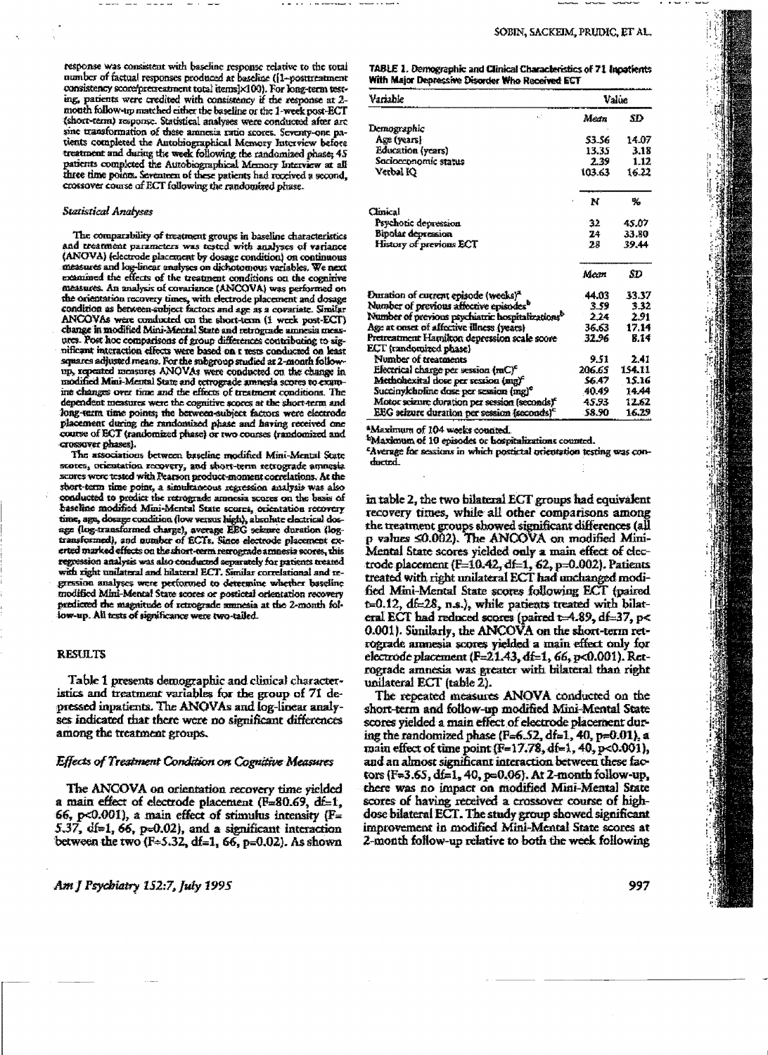response was consistent with baseline response relative to the total number of factual responses produced at baseline ([1–posttreatment consistency score/pretreatment total items]×100). For long-term testing, patients were credited with consistency if the response at 2-month follow-up matched either the baseline or the 1-week post-ECT (short-term) response. Statistical analyses were conducted after arc sine transformation of these amnesia ratio scores. Seventy-one patients completed the Autobiographical Memory Interview before treatment and during the week following the randomized phase; 45 patients completed the Autobiographical Memory Interview at all three time points. Seventeen of these patients had received a second, crossover course of ECT following the randomized phase.

### Statistical Analyses

The comparability of treatment groups in baseline characteristics and treatment parameters was tested with analyses of variance (ANOVA) (electrode placement by dosage condition) on continuous measures and log-linear analyses on dichotomous variables. We next examined the effects of the treatment conditions on the cognitive measures. An analysis of covariance (ANCOVA) was performed on the orientation recovery times, with electrode placement and dosage condition as between-subject factors and age as a covariate. Similar ANCOVAs were conducted on the short-term (1 week post-ECT) change in modified Mini-Mental State and retrograde amnesia measures. Post hoc comparisons of group differences contributing to significant interaction effects were based on t tests conducted on least squares adjusted means. For the subgroup studied at 2-month follow-up, repeated measures ANOVAs were conducted on the change in modified Mini-Mental State and retrograde amnesia scores to examine changes over time and the effects of treatment conditions. The dependent measures were the cognitive scores at the short-term and long-term time points; the between-subject factors were electrode placement during the randomized phase and having received one course of ECT (randomized phase) or two courses (randomized and crossover phases).

The associations between baseline modified Mini-Mental State scores, orientation recovery, and short-term retrograde amnesia scores were tested with Pearson product-moment correlations. At the short-term time point, a simultaneous regression analysis was also conducted to predict the retrograde amnesia scores on the basis of baseline modified Mini-Mental State scores, orientation recovery time, age, dosage condition (low versus high), absolute electrical dosage (log-transformed charge), average EEG seizure duration (log-transformed), and number of ECTs. Since electrode placement exerted marked effects on the short-term retrograde amnesia scores, this regression analysis was also conducted separately for patients treated with right unilateral and bilateral ECT. Similar correlational and regression analyses were performed to determine whether baseline modified Mini-Mental State scores or postictal orientation recovery predicted the magnitude of retrograde amnesia at the 2-month follow-up. All tests of significance were two-tailed.

## RESULTS

Table 1 presents demographic and clinical characteristics and treatment variables for the group of 71 depressed inpatients. The ANOVAs and log-linear analyses indicated that there were no significant differences among the treatment groups.

### Effects of Treatment Condition on Cognitive Measures

The ANCOVA on orientation recovery time yielded a main effect of electrode placement ($F=80.69$, $df=1, 66$, $p<0.001$), a main effect of stimulus intensity ($F=5.37$, $df=1, 66$, $p=0.02$), and a significant interaction between the two ($F=5.32$, $df=1, 66$, $p=0.02$). As shown in table 2, the two bilateral ECT groups had equivalent recovery times, while all other comparisons among the treatment groups showed significant differences (all p values $\leq 0.002$). The ANCOVA on modified Mini-Mental State scores yielded only a main effect of electrode placement ($F=10.42$, $df=1, 62$, $p=0.002$). Patients treated with right unilateral ECT had unchanged modified Mini-Mental State scores following ECT (paired $t=0.12$, $df=28$, n.s.), while patients treated with bilateral ECT had reduced scores (paired $t=4.89$, $df=37$, $p<0.001$). Similarly, the ANCOVA on the short-term retrograde amnesia scores yielded a main effect only for electrode placement ($F=21.43$, $df=1, 66$, $p<0.001$). Retrograde amnesia was greater with bilateral than right unilateral ECT (table 2).

The repeated measures ANOVA conducted on the short-term and follow-up modified Mini-Mental State scores yielded a main effect of electrode placement during the randomized phase ($F=6.52$, $df=1, 40$, $p=0.01$), a main effect of time point ($F=17.78$, $df=1, 40$, $p<0.001$), and an almost significant interaction between these factors ($F=3.65$, $df=1, 40$, $p=0.06$). At 2-month follow-up, there was no impact on modified Mini-Mental State scores of having received a crossover course of high-dose bilateral ECT. The study group showed significant improvement in modified Mini-Mental State scores at 2-month follow-up relative to both the week following

TABLE 1. Demographic and Clinical Characteristics of 71 Inpatients With Major Depressive Disorder Who Received ECT

| Variable | Value | |
|---|---|---|
| | Mean | SD |
| Demographic | | |
| Age (years) | 53.56 | 14.07 |
| Education (years) | 13.35 | 3.18 |
| Socioeconomic status | 2.39 | 1.12 |
| Verbal IQ | 103.63 | 16.22 |
| | N | % |
| Clinical | | |
| Psychotic depression | 32 | 45.07 |
| Bipolar depression | 24 | 33.80 |
| History of previous ECT | 28 | 39.44 |
| | Mean | SD |
| Duration of current episode (weeks)[a] | 44.03 | 33.37 |
| Number of previous affective episodes[b] | 3.59 | 3.32 |
| Number of previous psychiatric hospitalizations[b] | 2.24 | 2.91 |
| Age at onset of affective illness (years) | 36.63 | 17.14 |
| Pretreatment Hamilton depression scale score | 32.96 | 8.14 |
| ECT (randomized phase) | | |
| Number of treatments | 9.51 | 2.41 |
| Electrical charge per session (mC)[c] | 206.65 | 154.11 |
| Methohexital dose per session (mg)[c] | 56.47 | 15.16 |
| Succinylcholine dose per session (mg)[c] | 40.49 | 14.44 |
| Motor seizure duration per session (seconds)[c] | 45.93 | 12.62 |
| EEG seizure duration per session (seconds)[c] | 58.90 | 16.29 |

[a]Maximum of 104 weeks counted.

[b]Maximum of 10 episodes or hospitalizations counted.

[c]Average for sessions in which postictal orientation testing was conducted.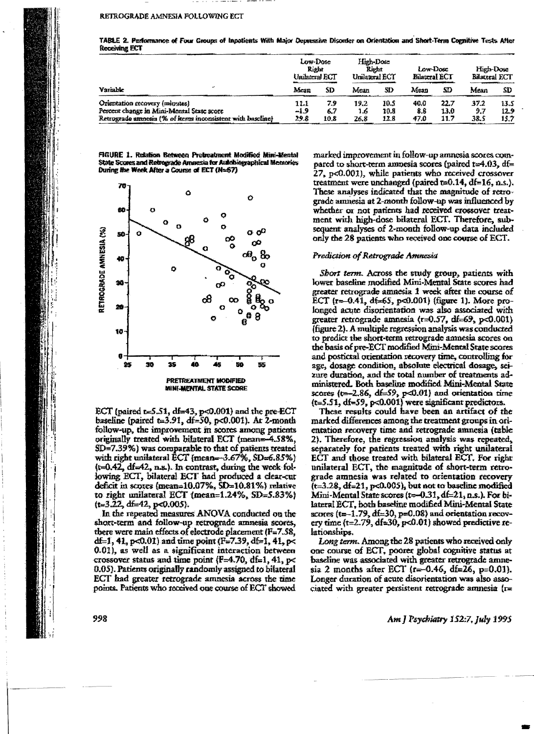TABLE 2. Performance of Four Groups of Inpatients With Major Depressive Disorder on Orientation and Short-Term Cognitive Tests After Receiving ECT

| Variable | Low-Dose Right Unilateral ECT | | High-Dose Right Unilateral ECT | | Low-Dose Bilateral ECT | | High-Dose Bilateral ECT | |
|---|---|---|---|---|---|---|---|---|
| | Mean | SD | Mean | SD | Mean | SD | Mean | SD |
| Orientation recovery (minutes) | 11.1 | 7.9 | 19.2 | 10.5 | 40.0 | 22.7 | 37.2 | 13.5 |
| Percent change in Mini-Mental State score | –1.9 | 6.7 | 1.6 | 10.8 | 8.8 | 13.0 | 9.7 | 12.9 |
| Retrograde amnesia (% of items inconsistent with baseline) | 29.8 | 10.8 | 26.8 | 12.8 | 47.0 | 11.7 | 38.5 | 15.7 |

FIGURE 1. Relation Between Pretreatment Modified Mini-Mental State Scores and Retrograde Amnesia for Autobiographical Memories During the Week After a Course of ECT (N=67)

ECT (paired t=5.51, df=43, p<0.001) and the pre-ECT baseline (paired t=3.91, df=50, p<0.001). At 2-month follow-up, the improvement in scores among patients originally treated with bilateral ECT (mean=–4.58%, SD=7.39%) was comparable to that of patients treated with right unilateral ECT (mean=–3.67%, SD=6.85%) (t=0.42, df=42, n.s.). In contrast, during the week following ECT, bilateral ECT had produced a clear-cut deficit in scores (mean=10.07%, SD=10.81%) relative to right unilateral ECT (mean=1.24%, SD=5.83%) (t=3.22, df=42, p<0.005).

In the repeated measures ANOVA conducted on the short-term and follow-up retrograde amnesia scores, there were main effects of electrode placement (F=7.58, df=1, 41, p<0.01) and time point (F=7.39, df=1, 41, p<0.01), as well as a significant interaction between crossover status and time point (F=4.70, df=1, 41, p<0.05). Patients originally randomly assigned to bilateral ECT had greater retrograde amnesia across the time points. Patients who received one course of ECT showed marked improvement in follow-up amnesia scores compared to short-term amnesia scores (paired t=4.03, df=27, p<0.001), while patients who received crossover treatment were unchanged (paired t=0.14, df=16, n.s.). These analyses indicated that the magnitude of retrograde amnesia at 2-month follow-up was influenced by whether or not patients had received crossover treatment with high-dose bilateral ECT. Therefore, subsequent analyses of 2-month follow-up data included only the 28 patients who received one course of ECT.

### *Prediction of Retrograde Amnesia*

*Short term.* Across the study group, patients with lower baseline modified Mini-Mental State scores had greater retrograde amnesia 1 week after the course of ECT (r=–0.41, df=65, p<0.001) (figure 1). More prolonged acute disorientation was also associated with greater retrograde amnesia (r=0.57, df=69, p<0.001) (figure 2). A multiple regression analysis was conducted to predict the short-term retrograde amnesia scores on the basis of pre-ECT modified Mini-Mental State scores and postictal orientation recovery time, controlling for age, dosage condition, absolute electrical dosage, seizure duration, and the total number of treatments administered. Both baseline modified Mini-Mental State scores (t=–2.86, df=59, p<0.01) and orientation time (t=5.51, df=59, p<0.001) were significant predictors.

These results could have been an artifact of the marked differences among the treatment groups in orientation recovery time and retrograde amnesia (table 2). Therefore, the regression analysis was repeated, separately for patients treated with right unilateral ECT and those treated with bilateral ECT. For right unilateral ECT, the magnitude of short-term retrograde amnesia was related to orientation recovery (t=3.28, df=21, p<0.005), but not to baseline modified Mini-Mental State scores (t=–0.31, df=21, n.s.). For bilateral ECT, both baseline modified Mini-Mental State scores (t=–1.79, df=30, p=0.08) and orientation recovery time (t=2.79, df=30, p<0.01) showed predictive relationships.

*Long term.* Among the 28 patients who received only one course of ECT, poorer global cognitive status at baseline was associated with greater retrograde amnesia 2 months after ECT (r=–0.46, df=26, p=0.01). Longer duration of acute disorientation was also associated with greater persistent retrograde amnesia (r=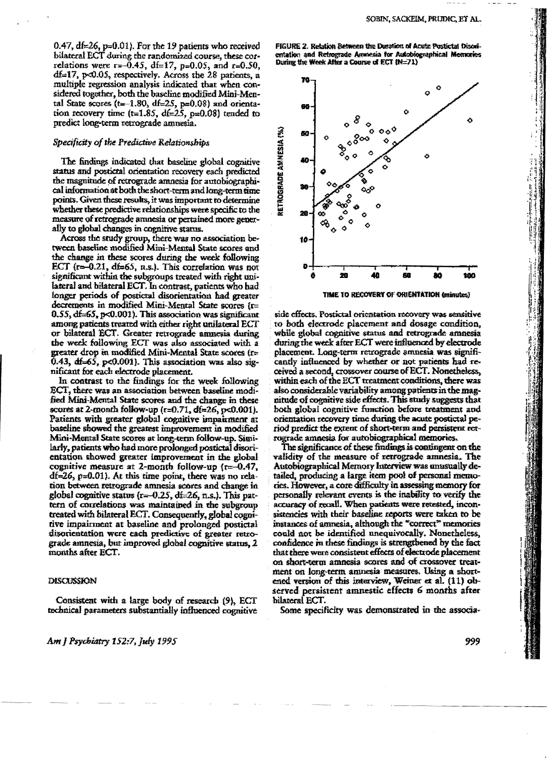0.47, df=26, p=0.01). For the 19 patients who received bilateral ECT during the randomized course, these correlations were $r=-0.45$, $df=17$, $p=0.05$, and $r=0.50$, $df=17$, $p<0.05$, respectively. Across the 28 patients, a multiple regression analysis indicated that when considered together, both the baseline modified Mini-Mental State scores ($t=-1.80$, $df=25$, $p=0.08$) and orientation recovery time ($t=1.85$, $df=25$, $p=0.08$) tended to predict long-term retrograde amnesia.

### *Specificity of the Predictive Relationships*

The findings indicated that baseline global cognitive status and postictal orientation recovery each predicted the magnitude of retrograde amnesia for autobiographical information at both the short-term and long-term time points. Given these results, it was important to determine whether these predictive relationships were specific to the measure of retrograde amnesia or pertained more generally to global changes in cognitive status.

Across the study group, there was no association between baseline modified Mini-Mental State scores and the change in these scores during the week following ECT ($r=-0.21$, $df=65$, n.s.). This correlation was not significant within the subgroups treated with right unilateral and bilateral ECT. In contrast, patients who had longer periods of postictal disorientation had greater decrements in modified Mini-Mental State scores ($r=0.55$, $df=65$, $p<0.001$). This association was significant among patients treated with either right unilateral ECT or bilateral ECT. Greater retrograde amnesia during the week following ECT was also associated with a greater drop in modified Mini-Mental State scores ($r=0.43$, $df=65$, $p<0.001$). This association was also significant for each electrode placement.

In contrast to the findings for the week following ECT, there was an association between baseline modified Mini-Mental State scores and the change in these scores at 2-month follow-up ($r=0.71$, $df=26$, $p<0.001$). Patients with greater global cognitive impairment at baseline showed the greatest improvement in modified Mini-Mental State scores at long-term follow-up. Similarly, patients who had more prolonged postictal disorientation showed greater improvement in the global cognitive measure at 2-month follow-up ($r=-0.47$, $df=26$, $p=0.01$). At this time point, there was no relation between retrograde amnesia scores and change in global cognitive status ($r=-0.25$, $df=26$, n.s.). This pattern of correlations was maintained in the subgroup treated with bilateral ECT. Consequently, global cognitive impairment at baseline and prolonged postictal disorientation were each predictive of greater retrograde amnesia, but improved global cognitive status, 2 months after ECT.

## DISCUSSION

Consistent with a large body of research (9), ECT technical parameters substantially influenced cognitive side effects. Postictal orientation recovery was sensitive to both electrode placement and dosage condition, while global cognitive status and retrograde amnesia during the week after ECT were influenced by electrode placement. Long-term retrograde amnesia was significantly influenced by whether or not patients had received a second, crossover course of ECT. Nonetheless, within each of the ECT treatment conditions, there was also considerable variability among patients in the magnitude of cognitive side effects. This study suggests that both global cognitive function before treatment and orientation recovery time during the acute postictal period predict the extent of short-term and persistent retrograde amnesia for autobiographical memories.

The significance of these findings is contingent on the validity of the measure of retrograde amnesia. The Autobiographical Memory Interview was unusually detailed, producing a large item pool of personal memories. However, a core difficulty in assessing memory for personally relevant events is the inability to verify the accuracy of recall. When patients were retested, inconsistencies with their baseline reports were taken to be instances of amnesia, although the "correct" memories could not be identified unequivocally. Nonetheless, confidence in these findings is strengthened by the fact that there were consistent effects of electrode placement on short-term amnesia scores and of crossover treatment on long-term amnesia measures. Using a shortened version of this interview, Weiner et al. (11) observed persistent amnestic effects 6 months after bilateral ECT.

Some specificity was demonstrated in the associa-

FIGURE 2. Relation Between the Duration of Acute Postictal Disorientation and Retrograde Amnesia for Autobiographical Memories During the Week After a Course of ECT (N=71)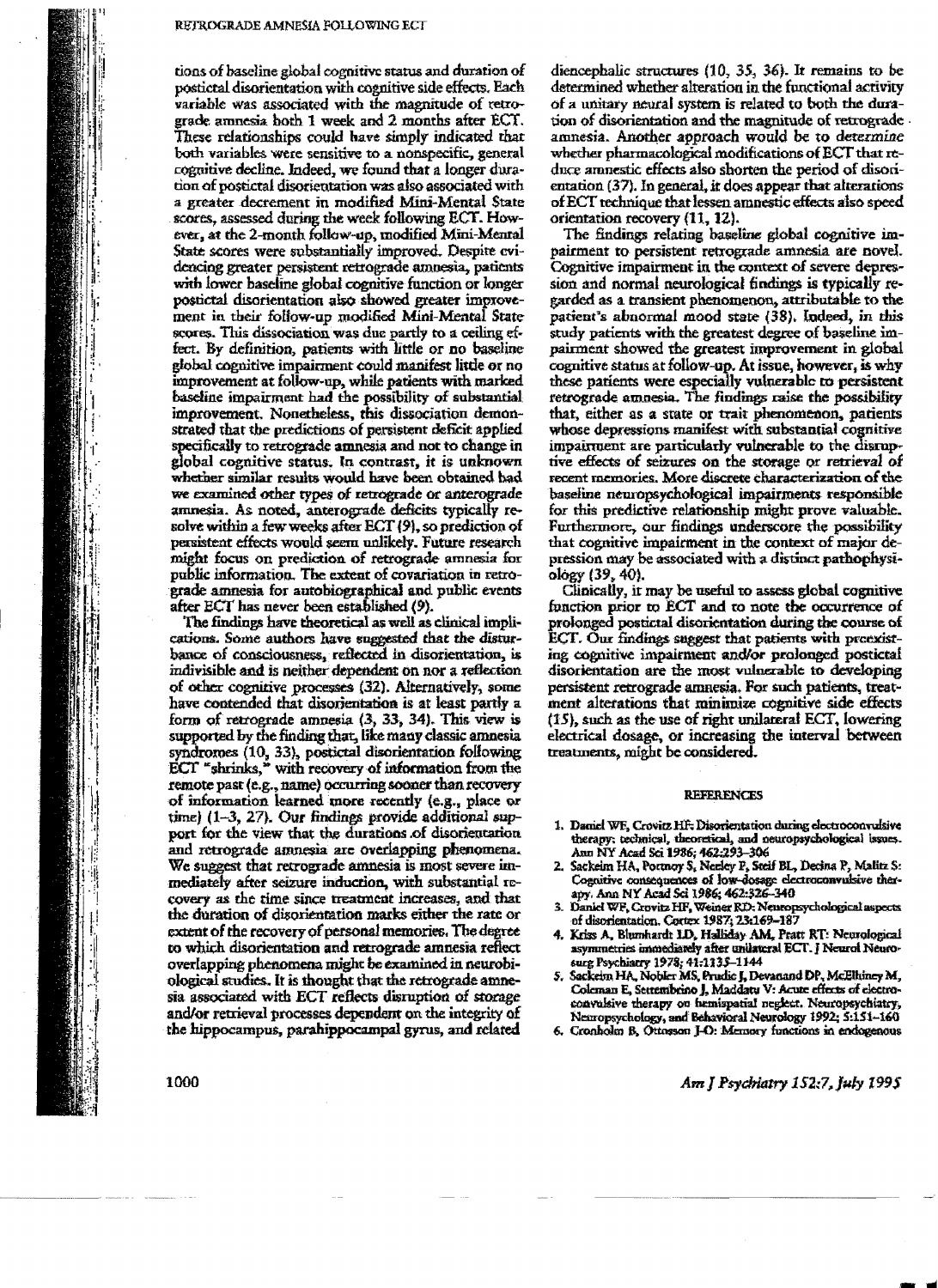tions of baseline global cognitive status and duration of postictal disorientation with cognitive side effects. Each variable was associated with the magnitude of retrograde amnesia both 1 week and 2 months after ECT. These relationships could have simply indicated that both variables were sensitive to a nonspecific, general cognitive decline. Indeed, we found that a longer duration of postictal disorientation was also associated with a greater decrement in modified Mini-Mental State scores, assessed during the week following ECT. However, at the 2-month follow-up, modified Mini-Mental State scores were substantially improved. Despite evidencing greater persistent retrograde amnesia, patients with lower baseline global cognitive function or longer postictal disorientation also showed greater improvement in their follow-up modified Mini-Mental State scores. This dissociation was due partly to a ceiling effect. By definition, patients with little or no baseline global cognitive impairment could manifest little or no improvement at follow-up, while patients with marked baseline impairment had the possibility of substantial improvement. Nonetheless, this dissociation demonstrated that the predictions of persistent deficit applied specifically to retrograde amnesia and not to change in global cognitive status. In contrast, it is unknown whether similar results would have been obtained had we examined other types of retrograde or anterograde amnesia. As noted, anterograde deficits typically resolve within a few weeks after ECT (9), so prediction of persistent effects would seem unlikely. Future research might focus on prediction of retrograde amnesia for public information. The extent of covariation in retrograde amnesia for autobiographical and public events after ECT has never been established (9).

The findings have theoretical as well as clinical implications. Some authors have suggested that the disturbance of consciousness, reflected in disorientation, is indivisible and is neither dependent on nor a reflection of other cognitive processes (32). Alternatively, some have contended that disorientation is at least partly a form of retrograde amnesia (3, 33, 34). This view is supported by the finding that, like many classic amnesia syndromes (10, 33), postictal disorientation following ECT "shrinks," with recovery of information from the remote past (e.g., name) occurring sooner than recovery of information learned more recently (e.g., place or time) (1–3, 27). Our findings provide additional support for the view that the durations of disorientation and retrograde amnesia are overlapping phenomena. We suggest that retrograde amnesia is most severe immediately after seizure induction, with substantial recovery as the time since treatment increases, and that the duration of disorientation marks either the rate or extent of the recovery of personal memories. The degree to which disorientation and retrograde amnesia reflect overlapping phenomena might be examined in neurobiological studies. It is thought that the retrograde amnesia associated with ECT reflects disruption of storage and/or retrieval processes dependent on the integrity of the hippocampus, parahippocampal gyrus, and related diencephalic structures (10, 35, 36). It remains to be determined whether alteration in the functional activity of a unitary neural system is related to both the duration of disorientation and the magnitude of retrograde amnesia. Another approach would be to determine whether pharmacological modifications of ECT that reduce amnestic effects also shorten the period of disorientation (37). In general, it does appear that alterations of ECT technique that lessen amnestic effects also speed orientation recovery (11, 12).

The findings relating baseline global cognitive impairment to persistent retrograde amnesia are novel. Cognitive impairment in the context of severe depression and normal neurological findings is typically regarded as a transient phenomenon, attributable to the patient's abnormal mood state (38). Indeed, in this study patients with the greatest degree of baseline impairment showed the greatest improvement in global cognitive status at follow-up. At issue, however, is why these patients were especially vulnerable to persistent retrograde amnesia. The findings raise the possibility that, either as a state or trait phenomenon, patients whose depressions manifest with substantial cognitive impairment are particularly vulnerable to the disruptive effects of seizures on the storage or retrieval of recent memories. More discrete characterization of the baseline neuropsychological impairments responsible for this predictive relationship might prove valuable. Furthermore, our findings underscore the possibility that cognitive impairment in the context of major depression may be associated with a distinct pathophysiology (39, 40).

Clinically, it may be useful to assess global cognitive function prior to ECT and to note the occurrence of prolonged postictal disorientation during the course of ECT. Our findings suggest that patients with preexisting cognitive impairment and/or prolonged postictal disorientation are the most vulnerable to developing persistent retrograde amnesia. For such patients, treatment alterations that minimize cognitive side effects (15), such as the use of right unilateral ECT, lowering electrical dosage, or increasing the interval between treatments, might be considered.

## REFERENCES

1. Daniel WF, Crovitz HF: Disorientation during electroconvulsive therapy: technical, theoretical, and neuropsychological issues. Ann NY Acad Sci 1986; 462:293–306
2. Sackeim HA, Portnoy S, Neeley P, Steif BL, Decina P, Malitz S: Cognitive consequences of low-dosage electroconvulsive therapy. Ann NY Acad Sci 1986; 462:326–340
3. Daniel WF, Crovitz HF, Weiner RD: Neuropsychological aspects of disorientation. Cortex 1987; 23:169–187
4. Kriss A, Blumhardt LD, Halliday AM, Pratt RT: Neurological asymmetries immediately after unilateral ECT. J Neurol Neurosurg Psychiatry 1978; 41:1135–1144
5. Sackeim HA, Nobler MS, Prudic J, Devanand DP, McElhiney M, Coleman E, Settembrino J, Maddatu V: Acute effects of electroconvulsive therapy on hemispatial neglect. Neuropsychiatry, Neuropsychology, and Behavioral Neurology 1992; 5:151–160
6. Cronholm B, Ottosson J-O: Memory functions in endogenous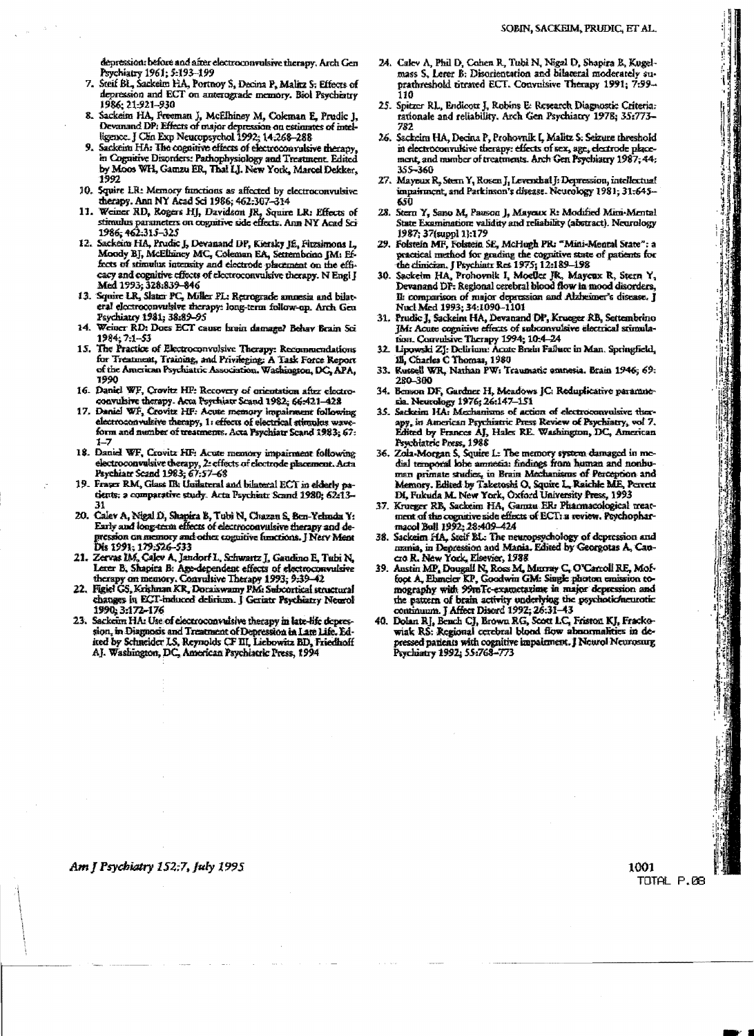depression: before and after electroconvulsive therapy. Arch Gen Psychiatry 1961; 5:193–199

7. Steif BL, Sackeim HA, Portnoy S, Decina P, Malitz S: Effects of depression and ECT on anterograde memory. Biol Psychiatry 1986; 21:921–930
8. Sackeim HA, Freeman J, McElhiney M, Coleman E, Prudic J, Devanand DP: Effects of major depression on estimates of intelligence. J Clin Exp Neuropsychol 1992; 14:268–288
9. Sackeim HA: The cognitive effects of electroconvulsive therapy, in Cognitive Disorders: Pathophysiology and Treatment. Edited by Moos WH, Gamzu ER, Thal LJ. New York, Marcel Dekker, 1992
10. Squire LR: Memory functions as affected by electroconvulsive therapy. Ann NY Acad Sci 1986; 462:307–314
11. Weiner RD, Rogers HJ, Davidson JR, Squire LR: Effects of stimulus parameters on cognitive side effects. Ann NY Acad Sci 1986; 462:315–325
12. Sackeim HA, Prudic J, Devanand DP, Kiersky JE, Fitzsimons L, Moody BJ, McElhiney MC, Coleman EA, Settembrino JM: Effects of stimulus intensity and electrode placement on the efficacy and cognitive effects of electroconvulsive therapy. N Engl J Med 1993; 328:839–846
13. Squire LR, Slater PC, Miller PL: Retrograde amnesia and bilateral electroconvulsive therapy: long-term follow-up. Arch Gen Psychiatry 1981; 38:89–95
14. Weiner RD: Does ECT cause brain damage? Behav Brain Sci 1984; 7:1–53
15. The Practice of Electroconvulsive Therapy: Recommendations for Treatment, Training, and Privileging: A Task Force Report of the American Psychiatric Association. Washington, DC, APA, 1990
16. Daniel WF, Crovitz HF: Recovery of orientation after electroconvulsive therapy. Acta Psychiatr Scand 1982; 66:421–428
17. Daniel WF, Crovitz HF: Acute memory impairment following electroconvulsive therapy, 1: effects of electrical stimulus waveform and number of treatments. Acta Psychiatr Scand 1983; 67: 1–7
18. Daniel WF, Crovitz HF: Acute memory impairment following electroconvulsive therapy, 2: effects of electrode placement. Acta Psychiatr Scand 1983; 67:57–68
19. Fraser RM, Glass IB: Unilateral and bilateral ECT in elderly patients: a comparative study. Acta Psychiatr Scand 1980; 62:13–31
20. Calev A, Nigal D, Shapira B, Tubi N, Chazan S, Ben-Yehuda Y: Early and long-term effects of electroconvulsive therapy and depression on memory and other cognitive functions. J Nerv Ment Dis 1991; 179:526–533
21. Zervas IM, Calev A, Jandorf L, Schwartz J, Gaudino E, Tubi N, Lerer B, Shapira B: Age-dependent effects of electroconvulsive therapy on memory. Convulsive Therapy 1993; 9:39–42
22. Figiel GS, Krishnan KR, Doraiswamy PM: Subcortical structural changes in ECT-induced delirium. J Geriatr Psychiatry Neurol 1990; 3:172–176
23. Sackeim HA: Use of electroconvulsive therapy in late-life depression, in Diagnosis and Treatment of Depression in Late Life. Edited by Schneider LS, Reynolds CF III, Liebowitz BD, Friedhoff AJ. Washington, DC, American Psychiatric Press, 1994
24. Calev A, Phil D, Cohen R, Tubi N, Nigal D, Shapira B, Kugelmass S, Lerer B: Disorientation and bilateral moderately suprathreshold titrated ECT. Convulsive Therapy 1991; 7:99–110
25. Spitzer RL, Endicott J, Robins E: Research Diagnostic Criteria: rationale and reliability. Arch Gen Psychiatry 1978; 35:773–782
26. Sackeim HA, Decina P, Prohovnik I, Malitz S: Seizure threshold in electroconvulsive therapy: effects of sex, age, electrode placement, and number of treatments. Arch Gen Psychiatry 1987; 44: 355–360
27. Mayeux R, Stern Y, Rosen J, Leventhal J: Depression, intellectual impairment, and Parkinson's disease. Neurology 1981; 31:645–650
28. Stern Y, Sano M, Paulson J, Mayeux R: Modified Mini-Mental State Examination: validity and reliability (abstract). Neurology 1987; 37(suppl 1):179
29. Folstein MF, Folstein SE, McHugh PR: "Mini-Mental State": a practical method for grading the cognitive state of patients for the clinician. J Psychiatr Res 1975; 12:189–198
30. Sackeim HA, Prohovnik I, Moeller JR, Mayeux R, Stern Y, Devanand DP: Regional cerebral blood flow in mood disorders, II: comparison of major depression and Alzheimer's disease. J Nucl Med 1993; 34:1090–1101
31. Prudic J, Sackeim HA, Devanand DP, Krueger RB, Settembrino JM: Acute cognitive effects of subconvulsive electrical stimulation. Convulsive Therapy 1994; 10:4–24
32. Lipowski ZJ: Delirium: Acute Brain Failure in Man. Springfield, Ill, Charles C Thomas, 1980
33. Russell WR, Nathan PW: Traumatic amnesia. Brain 1946; 69: 280–300
34. Benson DF, Gardner H, Meadows JC: Reduplicative paramnesia. Neurology 1976; 26:147–151
35. Sackeim HA: Mechanisms of action of electroconvulsive therapy, in American Psychiatric Press Review of Psychiatry, vol 7. Edited by Frances AJ, Hales RE. Washington, DC, American Psychiatric Press, 1988
36. Zola-Morgan S, Squire L: The memory system damaged in medial temporal lobe amnesia: findings from human and nonhuman primate studies, in Brain Mechanisms of Perception and Memory. Edited by Taketoshi O, Squire L, Raichle ME, Perrett DI, Fukuda M. New York, Oxford University Press, 1993
37. Krueger RB, Sackeim HA, Gamzu ER: Pharmacological treatment of the cognitive side effects of ECT: a review. Psychopharmacol Bull 1992; 28:409–424
38. Sackeim HA, Steif BL: The neuropsychology of depression and mania, in Depression and Mania. Edited by Georgotas A, Cancro R. New York, Elsevier, 1988
39. Austin MP, Dougall N, Ross M, Murray C, O'Carroll RE, Moffoot A, Ebmeier KP, Goodwin GM: Single photon emission tomography with 99mTc-exametazime in major depression and the pattern of brain activity underlying the psychotic/neurotic continuum. J Affect Disord 1992; 26:31–43
40. Dolan RJ, Bench CJ, Brown RG, Scott LC, Friston KJ, Frackowiak RS: Regional cerebral blood flow abnormalities in depressed patients with cognitive impairment. J Neurol Neurosurg Psychiatry 1992; 55:768–773